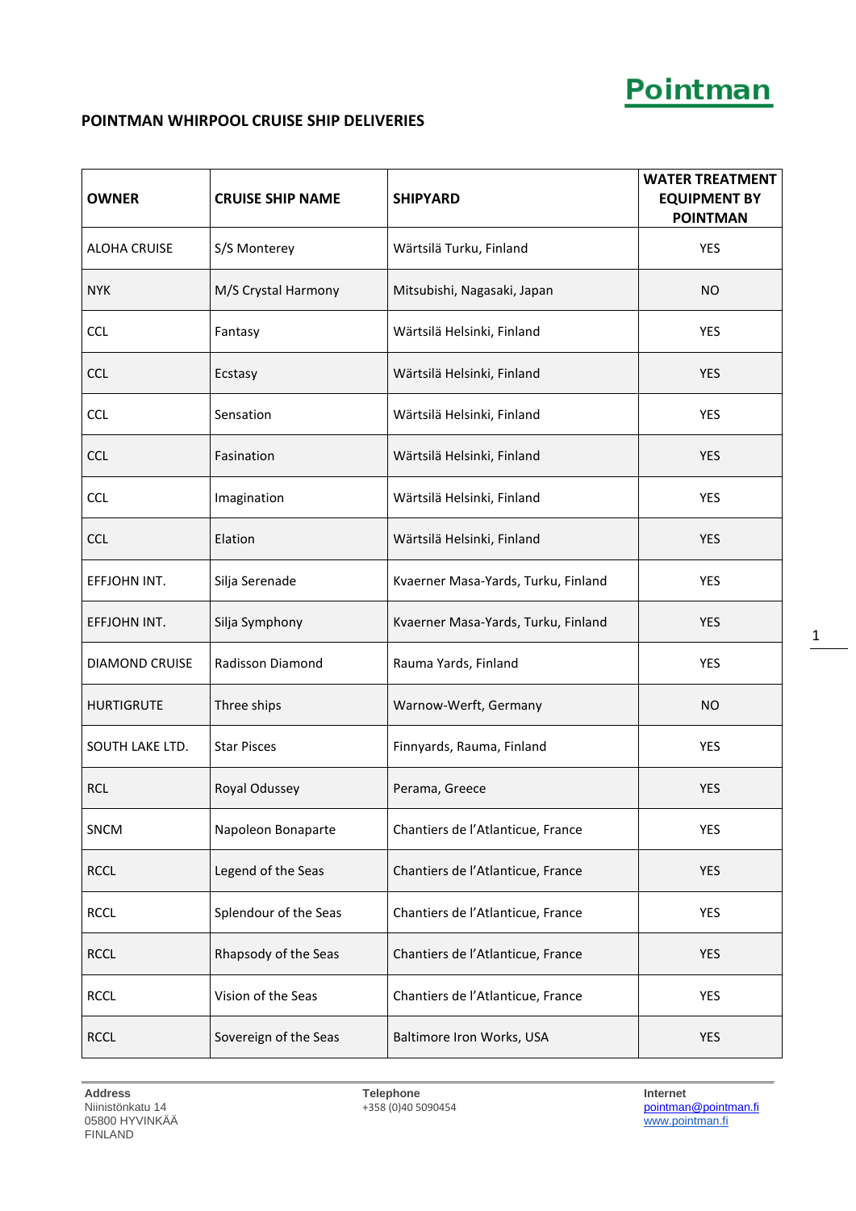Pointman

# POINTMAN WHIRPOOL CRUISE SHIP DELIVERIES

| OWNER | CRUISE SHIP NAME | SHIPYARD | WATER TREATMENT EQUIPMENT BY POINTMAN |
|---|---|---|---|
| ALOHA CRUISE | S/S Monterey | Wärtsilä Turku, Finland | YES |
| NYK | M/S Crystal Harmony | Mitsubishi, Nagasaki, Japan | NO |
| CCL | Fantasy | Wärtsilä Helsinki, Finland | YES |
| CCL | Ecstasy | Wärtsilä Helsinki, Finland | YES |
| CCL | Sensation | Wärtsilä Helsinki, Finland | YES |
| CCL | Fasination | Wärtsilä Helsinki, Finland | YES |
| CCL | Imagination | Wärtsilä Helsinki, Finland | YES |
| CCL | Elation | Wärtsilä Helsinki, Finland | YES |
| EFFJOHN INT. | Silja Serenade | Kvaerner Masa-Yards, Turku, Finland | YES |
| EFFJOHN INT. | Silja Symphony | Kvaerner Masa-Yards, Turku, Finland | YES |
| DIAMOND CRUISE | Radisson Diamond | Rauma Yards, Finland | YES |
| HURTIGRUTE | Three ships | Warnow-Werft, Germany | NO |
| SOUTH LAKE LTD. | Star Pisces | Finnyards, Rauma, Finland | YES |
| RCL | Royal Odussey | Perama, Greece | YES |
| SNCM | Napoleon Bonaparte | Chantiers de l'Atlanticue, France | YES |
| RCCL | Legend of the Seas | Chantiers de l'Atlanticue, France | YES |
| RCCL | Splendour of the Seas | Chantiers de l'Atlanticue, France | YES |
| RCCL | Rhapsody of the Seas | Chantiers de l'Atlanticue, France | YES |
| RCCL | Vision of the Seas | Chantiers de l'Atlanticue, France | YES |
| RCCL | Sovereign of the Seas | Baltimore Iron Works, USA | YES |

**Address**
Niinistönkatu 14
05800 HYVINKÄÄ
FINLAND

**Telephone**
+358 (0)40 5090454

**Internet**
pointman@pointman.fi
www.pointman.fi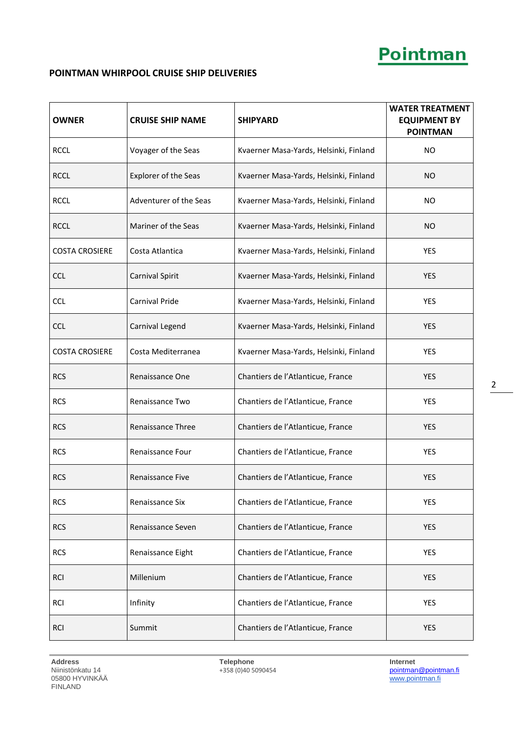## POINTMAN WHIRPOOL CRUISE SHIP DELIVERIES

| OWNER | CRUISE SHIP NAME | SHIPYARD | WATER TREATMENT EQUIPMENT BY POINTMAN |
|---|---|---|---|
| RCCL | Voyager of the Seas | Kvaerner Masa-Yards, Helsinki, Finland | NO |
| RCCL | Explorer of the Seas | Kvaerner Masa-Yards, Helsinki, Finland | NO |
| RCCL | Adventurer of the Seas | Kvaerner Masa-Yards, Helsinki, Finland | NO |
| RCCL | Mariner of the Seas | Kvaerner Masa-Yards, Helsinki, Finland | NO |
| COSTA CROSIERE | Costa Atlantica | Kvaerner Masa-Yards, Helsinki, Finland | YES |
| CCL | Carnival Spirit | Kvaerner Masa-Yards, Helsinki, Finland | YES |
| CCL | Carnival Pride | Kvaerner Masa-Yards, Helsinki, Finland | YES |
| CCL | Carnival Legend | Kvaerner Masa-Yards, Helsinki, Finland | YES |
| COSTA CROSIERE | Costa Mediterranea | Kvaerner Masa-Yards, Helsinki, Finland | YES |
| RCS | Renaissance One | Chantiers de l'Atlanticue, France | YES |
| RCS | Renaissance Two | Chantiers de l'Atlanticue, France | YES |
| RCS | Renaissance Three | Chantiers de l'Atlanticue, France | YES |
| RCS | Renaissance Four | Chantiers de l'Atlanticue, France | YES |
| RCS | Renaissance Five | Chantiers de l'Atlanticue, France | YES |
| RCS | Renaissance Six | Chantiers de l'Atlanticue, France | YES |
| RCS | Renaissance Seven | Chantiers de l'Atlanticue, France | YES |
| RCS | Renaissance Eight | Chantiers de l'Atlanticue, France | YES |
| RCI | Millenium | Chantiers de l'Atlanticue, France | YES |
| RCI | Infinity | Chantiers de l'Atlanticue, France | YES |
| RCI | Summit | Chantiers de l'Atlanticue, France | YES |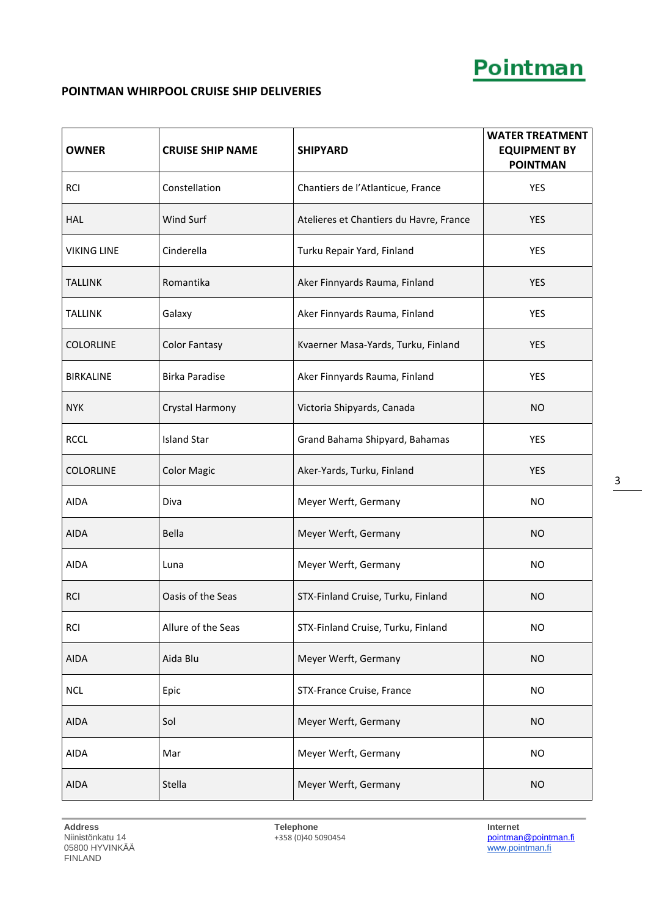**Pointman**

## POINTMAN WHIRPOOL CRUISE SHIP DELIVERIES

| OWNER | CRUISE SHIP NAME | SHIPYARD | WATER TREATMENT EQUIPMENT BY POINTMAN |
|---|---|---|---|
| RCI | Constellation | Chantiers de l'Atlanticue, France | YES |
| HAL | Wind Surf | Atelieres et Chantiers du Havre, France | YES |
| VIKING LINE | Cinderella | Turku Repair Yard, Finland | YES |
| TALLINK | Romantika | Aker Finnyards Rauma, Finland | YES |
| TALLINK | Galaxy | Aker Finnyards Rauma, Finland | YES |
| COLORLINE | Color Fantasy | Kvaerner Masa-Yards, Turku, Finland | YES |
| BIRKALINE | Birka Paradise | Aker Finnyards Rauma, Finland | YES |
| NYK | Crystal Harmony | Victoria Shipyards, Canada | NO |
| RCCL | Island Star | Grand Bahama Shipyard, Bahamas | YES |
| COLORLINE | Color Magic | Aker-Yards, Turku, Finland | YES |
| AIDA | Diva | Meyer Werft, Germany | NO |
| AIDA | Bella | Meyer Werft, Germany | NO |
| AIDA | Luna | Meyer Werft, Germany | NO |
| RCI | Oasis of the Seas | STX-Finland Cruise, Turku, Finland | NO |
| RCI | Allure of the Seas | STX-Finland Cruise, Turku, Finland | NO |
| AIDA | Aida Blu | Meyer Werft, Germany | NO |
| NCL | Epic | STX-France Cruise, France | NO |
| AIDA | Sol | Meyer Werft, Germany | NO |
| AIDA | Mar | Meyer Werft, Germany | NO |
| AIDA | Stella | Meyer Werft, Germany | NO |

**Address**
Niinistönkatu 14
05800 HYVINKÄÄ
FINLAND

**Telephone**
+358 (0)40 5090454

**Internet**
pointman@pointman.fi
www.pointman.fi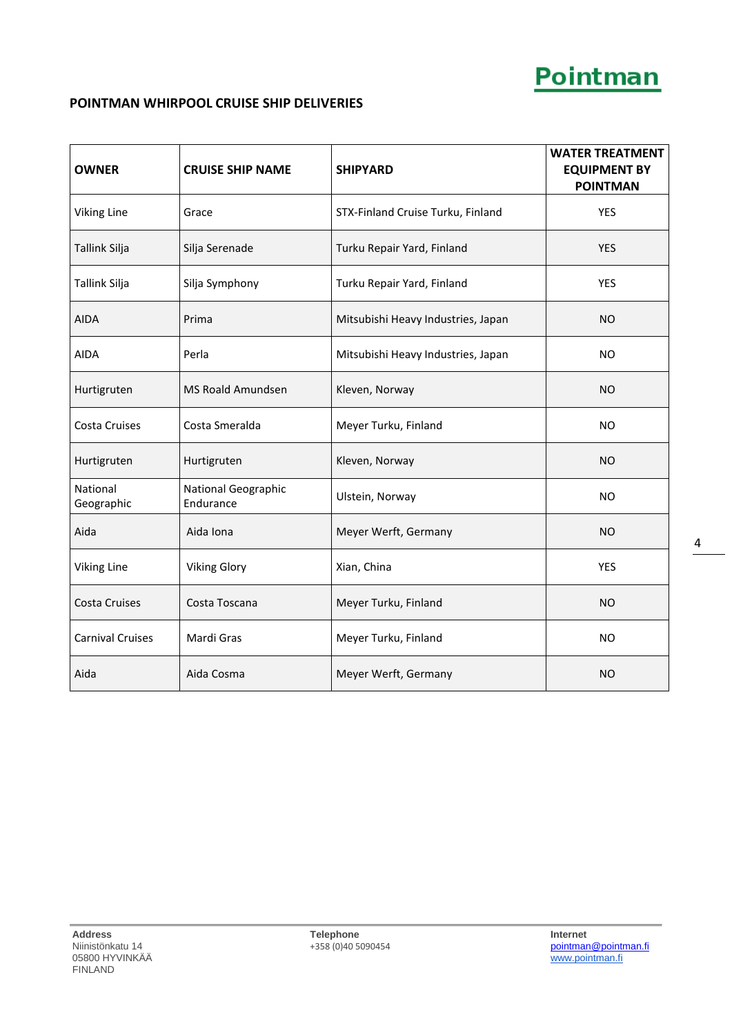Pointman

## POINTMAN WHIRPOOL CRUISE SHIP DELIVERIES

| OWNER | CRUISE SHIP NAME | SHIPYARD | WATER TREATMENT EQUIPMENT BY POINTMAN |
|---|---|---|---|
| Viking Line | Grace | STX-Finland Cruise Turku, Finland | YES |
| Tallink Silja | Silja Serenade | Turku Repair Yard, Finland | YES |
| Tallink Silja | Silja Symphony | Turku Repair Yard, Finland | YES |
| AIDA | Prima | Mitsubishi Heavy Industries, Japan | NO |
| AIDA | Perla | Mitsubishi Heavy Industries, Japan | NO |
| Hurtigruten | MS Roald Amundsen | Kleven, Norway | NO |
| Costa Cruises | Costa Smeralda | Meyer Turku, Finland | NO |
| Hurtigruten | Hurtigruten | Kleven, Norway | NO |
| National Geographic | National Geographic Endurance | Ulstein, Norway | NO |
| Aida | Aida Iona | Meyer Werft, Germany | NO |
| Viking Line | Viking Glory | Xian, China | YES |
| Costa Cruises | Costa Toscana | Meyer Turku, Finland | NO |
| Carnival Cruises | Mardi Gras | Meyer Turku, Finland | NO |
| Aida | Aida Cosma | Meyer Werft, Germany | NO |

**Address**
Niinistönkatu 14
05800 HYVINKÄÄ
FINLAND

**Telephone**
+358 (0)40 5090454

**Internet**
pointman@pointman.fi
www.pointman.fi